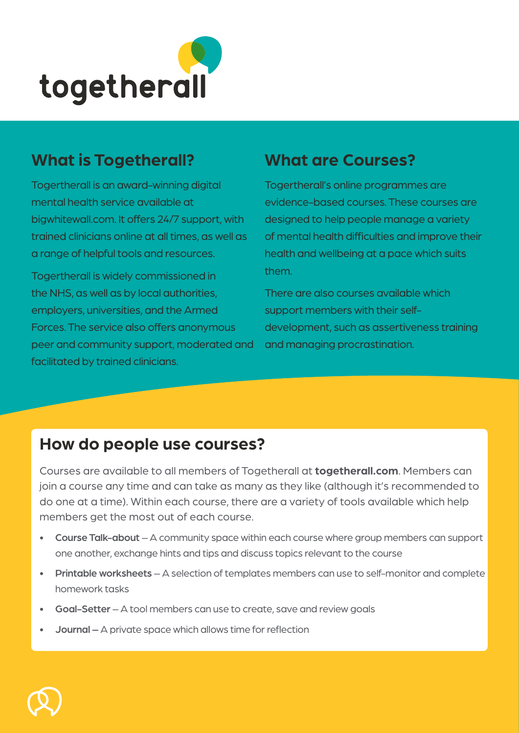# togetherall

## What is Togetherall?

Togertherall is an award-winning digital mental health service available at bigwhitewall.com. It offers 24/7 support, with trained clinicians online at all times, as well as a range of helpful tools and resources.

Togertherall is widely commissioned in the NHS, as well as by local authorities, employers, universities, and the Armed Forces. The service also offers anonymous peer and community support, moderated and facilitated by trained clinicians.

## What are Courses?

Togertherall's online programmes are evidence-based courses. These courses are designed to help people manage a variety of mental health difficulties and improve their health and wellbeing at a pace which suits them.

There are also courses available which support members with their self-development, such as assertiveness training and managing procrastination.

## How do people use courses?

Courses are available to all members of Togetherall at **togetherall.com**. Members can join a course any time and can take as many as they like (although it's recommended to do one at a time). Within each course, there are a variety of tools available which help members get the most out of each course.

- **Course Talk-about** – A community space within each course where group members can support one another, exchange hints and tips and discuss topics relevant to the course
- **Printable worksheets** – A selection of templates members can use to self-monitor and complete homework tasks
- **Goal-Setter** – A tool members can use to create, save and review goals
- **Journal** – A private space which allows time for reflection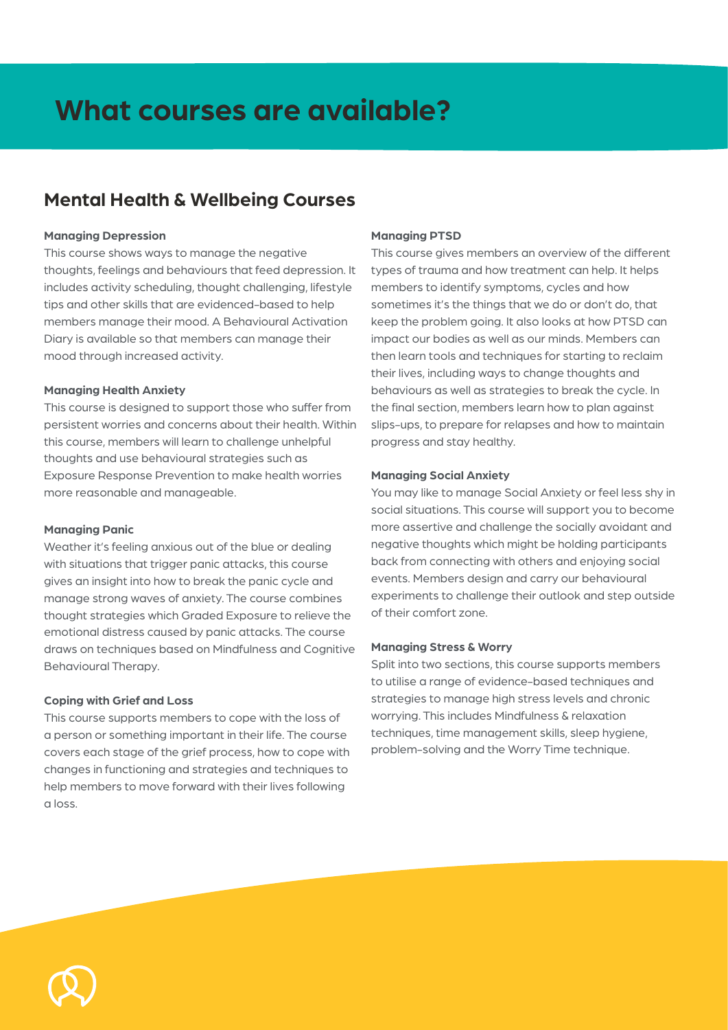# What courses are available?

## Mental Health & Wellbeing Courses

**Managing Depression**

This course shows ways to manage the negative thoughts, feelings and behaviours that feed depression. It includes activity scheduling, thought challenging, lifestyle tips and other skills that are evidenced-based to help members manage their mood. A Behavioural Activation Diary is available so that members can manage their mood through increased activity.

**Managing Health Anxiety**

This course is designed to support those who suffer from persistent worries and concerns about their health. Within this course, members will learn to challenge unhelpful thoughts and use behavioural strategies such as Exposure Response Prevention to make health worries more reasonable and manageable.

**Managing Panic**

Weather it's feeling anxious out of the blue or dealing with situations that trigger panic attacks, this course gives an insight into how to break the panic cycle and manage strong waves of anxiety. The course combines thought strategies which Graded Exposure to relieve the emotional distress caused by panic attacks. The course draws on techniques based on Mindfulness and Cognitive Behavioural Therapy.

**Coping with Grief and Loss**

This course supports members to cope with the loss of a person or something important in their life. The course covers each stage of the grief process, how to cope with changes in functioning and strategies and techniques to help members to move forward with their lives following a loss.

**Managing PTSD**

This course gives members an overview of the different types of trauma and how treatment can help. It helps members to identify symptoms, cycles and how sometimes it's the things that we do or don't do, that keep the problem going. It also looks at how PTSD can impact our bodies as well as our minds. Members can then learn tools and techniques for starting to reclaim their lives, including ways to change thoughts and behaviours as well as strategies to break the cycle. In the final section, members learn how to plan against slips-ups, to prepare for relapses and how to maintain progress and stay healthy.

**Managing Social Anxiety**

You may like to manage Social Anxiety or feel less shy in social situations. This course will support you to become more assertive and challenge the socially avoidant and negative thoughts which might be holding participants back from connecting with others and enjoying social events. Members design and carry our behavioural experiments to challenge their outlook and step outside of their comfort zone.

**Managing Stress & Worry**

Split into two sections, this course supports members to utilise a range of evidence-based techniques and strategies to manage high stress levels and chronic worrying. This includes Mindfulness & relaxation techniques, time management skills, sleep hygiene, problem-solving and the Worry Time technique.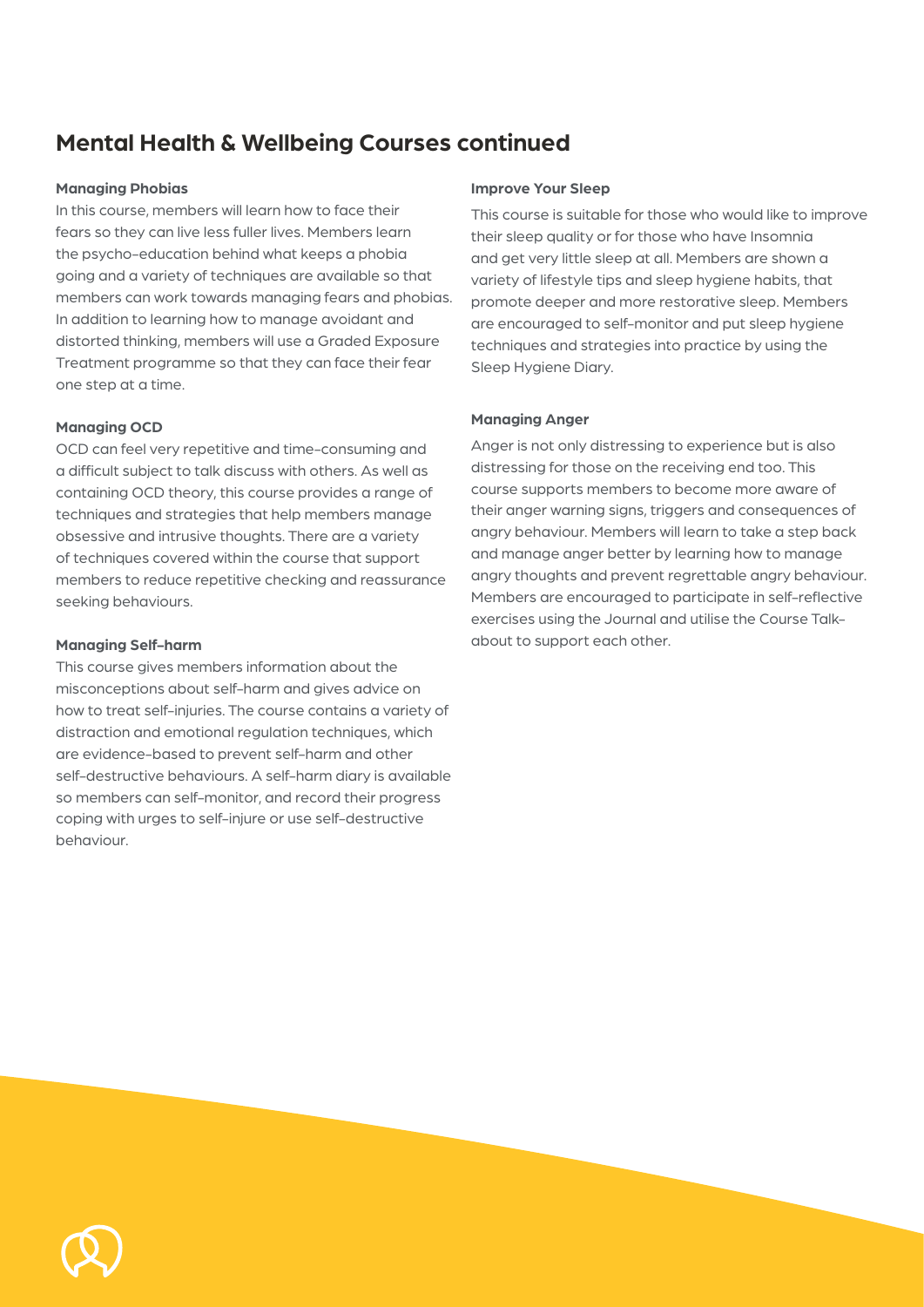## Mental Health & Wellbeing Courses continued

**Managing Phobias**

In this course, members will learn how to face their fears so they can live less fuller lives. Members learn the psycho-education behind what keeps a phobia going and a variety of techniques are available so that members can work towards managing fears and phobias. In addition to learning how to manage avoidant and distorted thinking, members will use a Graded Exposure Treatment programme so that they can face their fear one step at a time.

**Managing OCD**

OCD can feel very repetitive and time-consuming and a difficult subject to talk discuss with others. As well as containing OCD theory, this course provides a range of techniques and strategies that help members manage obsessive and intrusive thoughts. There are a variety of techniques covered within the course that support members to reduce repetitive checking and reassurance seeking behaviours.

**Managing Self-harm**

This course gives members information about the misconceptions about self-harm and gives advice on how to treat self-injuries. The course contains a variety of distraction and emotional regulation techniques, which are evidence-based to prevent self-harm and other self-destructive behaviours. A self-harm diary is available so members can self-monitor, and record their progress coping with urges to self-injure or use self-destructive behaviour.

**Improve Your Sleep**

This course is suitable for those who would like to improve their sleep quality or for those who have Insomnia and get very little sleep at all. Members are shown a variety of lifestyle tips and sleep hygiene habits, that promote deeper and more restorative sleep. Members are encouraged to self-monitor and put sleep hygiene techniques and strategies into practice by using the Sleep Hygiene Diary.

**Managing Anger**

Anger is not only distressing to experience but is also distressing for those on the receiving end too. This course supports members to become more aware of their anger warning signs, triggers and consequences of angry behaviour. Members will learn to take a step back and manage anger better by learning how to manage angry thoughts and prevent regrettable angry behaviour. Members are encouraged to participate in self-reflective exercises using the Journal and utilise the Course Talk-about to support each other.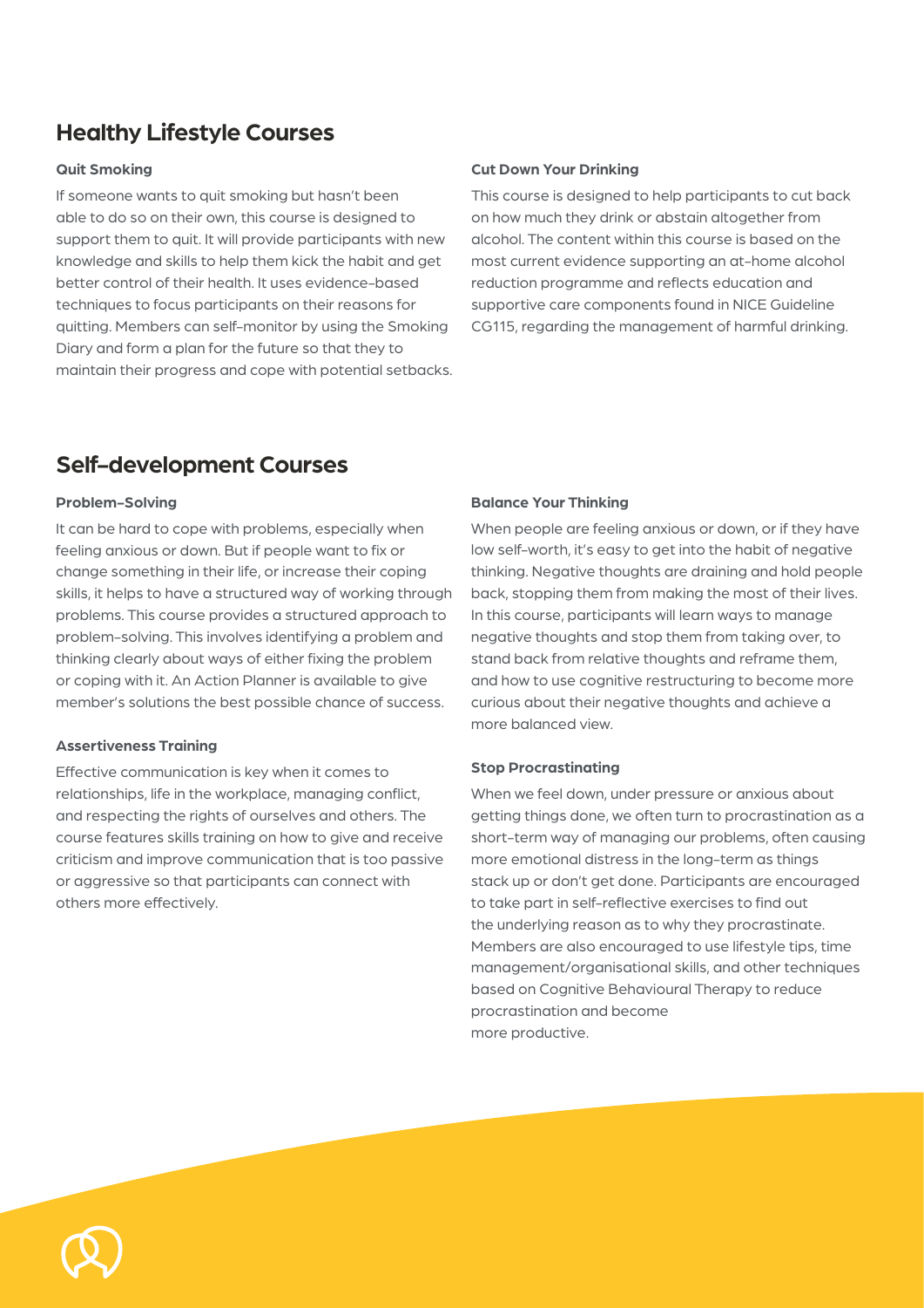## Healthy Lifestyle Courses

### Quit Smoking

If someone wants to quit smoking but hasn't been able to do so on their own, this course is designed to support them to quit. It will provide participants with new knowledge and skills to help them kick the habit and get better control of their health. It uses evidence-based techniques to focus participants on their reasons for quitting. Members can self-monitor by using the Smoking Diary and form a plan for the future so that they to maintain their progress and cope with potential setbacks.

### Cut Down Your Drinking

This course is designed to help participants to cut back on how much they drink or abstain altogether from alcohol. The content within this course is based on the most current evidence supporting an at-home alcohol reduction programme and reflects education and supportive care components found in NICE Guideline CG115, regarding the management of harmful drinking.

## Self-development Courses

### Problem-Solving

It can be hard to cope with problems, especially when feeling anxious or down. But if people want to fix or change something in their life, or increase their coping skills, it helps to have a structured way of working through problems. This course provides a structured approach to problem-solving. This involves identifying a problem and thinking clearly about ways of either fixing the problem or coping with it. An Action Planner is available to give member's solutions the best possible chance of success.

### Assertiveness Training

Effective communication is key when it comes to relationships, life in the workplace, managing conflict, and respecting the rights of ourselves and others. The course features skills training on how to give and receive criticism and improve communication that is too passive or aggressive so that participants can connect with others more effectively.

### Balance Your Thinking

When people are feeling anxious or down, or if they have low self-worth, it's easy to get into the habit of negative thinking. Negative thoughts are draining and hold people back, stopping them from making the most of their lives. In this course, participants will learn ways to manage negative thoughts and stop them from taking over, to stand back from relative thoughts and reframe them, and how to use cognitive restructuring to become more curious about their negative thoughts and achieve a more balanced view.

### Stop Procrastinating

When we feel down, under pressure or anxious about getting things done, we often turn to procrastination as a short-term way of managing our problems, often causing more emotional distress in the long-term as things stack up or don't get done. Participants are encouraged to take part in self-reflective exercises to find out the underlying reason as to why they procrastinate. Members are also encouraged to use lifestyle tips, time management/organisational skills, and other techniques based on Cognitive Behavioural Therapy to reduce procrastination and become more productive.